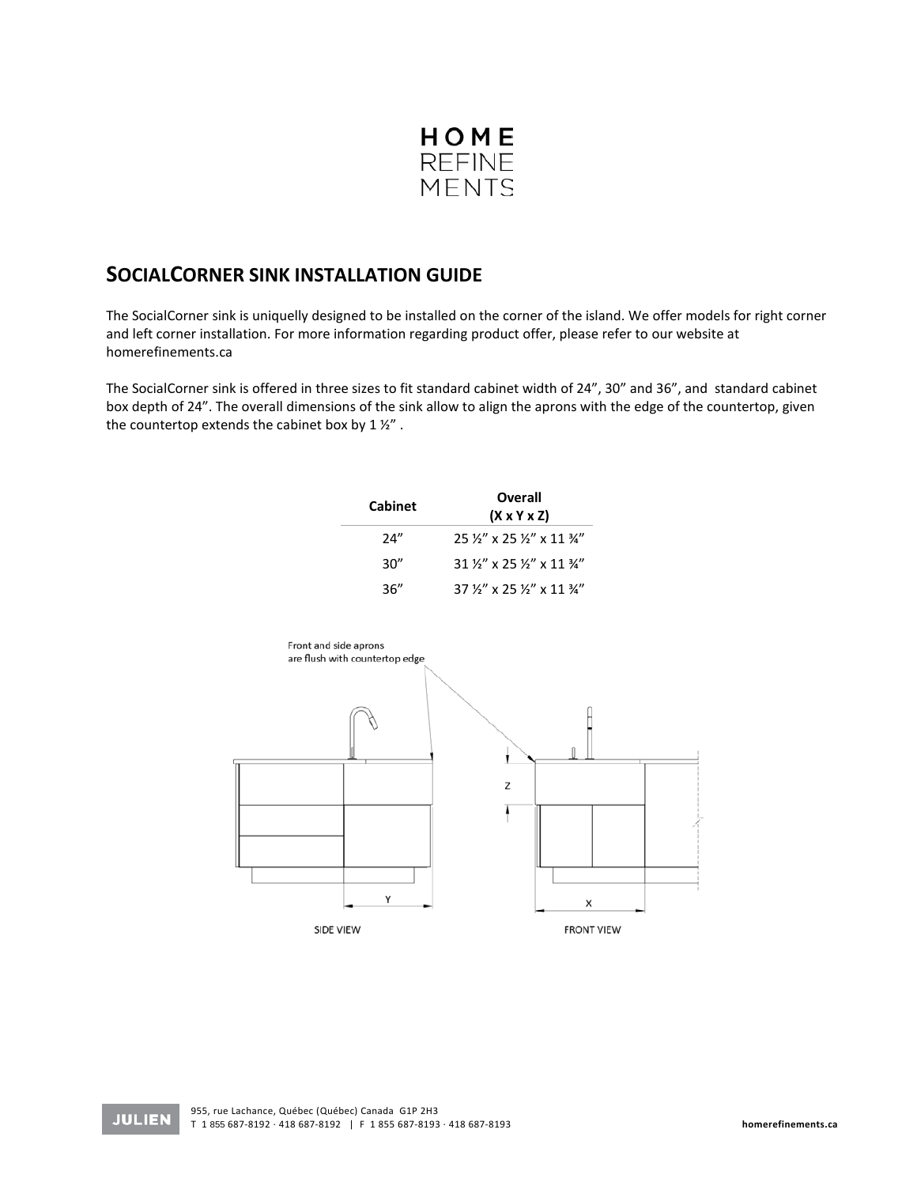HOME
REFINE
MENTS

## SOCIALCORNER SINK INSTALLATION GUIDE

The SocialCorner sink is uniquelly designed to be installed on the corner of the island. We offer models for right corner and left corner installation. For more information regarding product offer, please refer to our website at homerefinements.ca

The SocialCorner sink is offered in three sizes to fit standard cabinet width of 24", 30" and 36", and standard cabinet box depth of 24". The overall dimensions of the sink allow to align the aprons with the edge of the countertop, given the countertop extends the cabinet box by 1 ½" .

| Cabinet | Overall (X x Y x Z) |
|---|---|
| 24" | 25 ½" x 25 ½" x 11 ¾" |
| 30" | 31 ½" x 25 ½" x 11 ¾" |
| 36" | 37 ½" x 25 ½" x 11 ¾" |

Front and side aprons are flush with countertop edge

SIDE VIEW

FRONT VIEW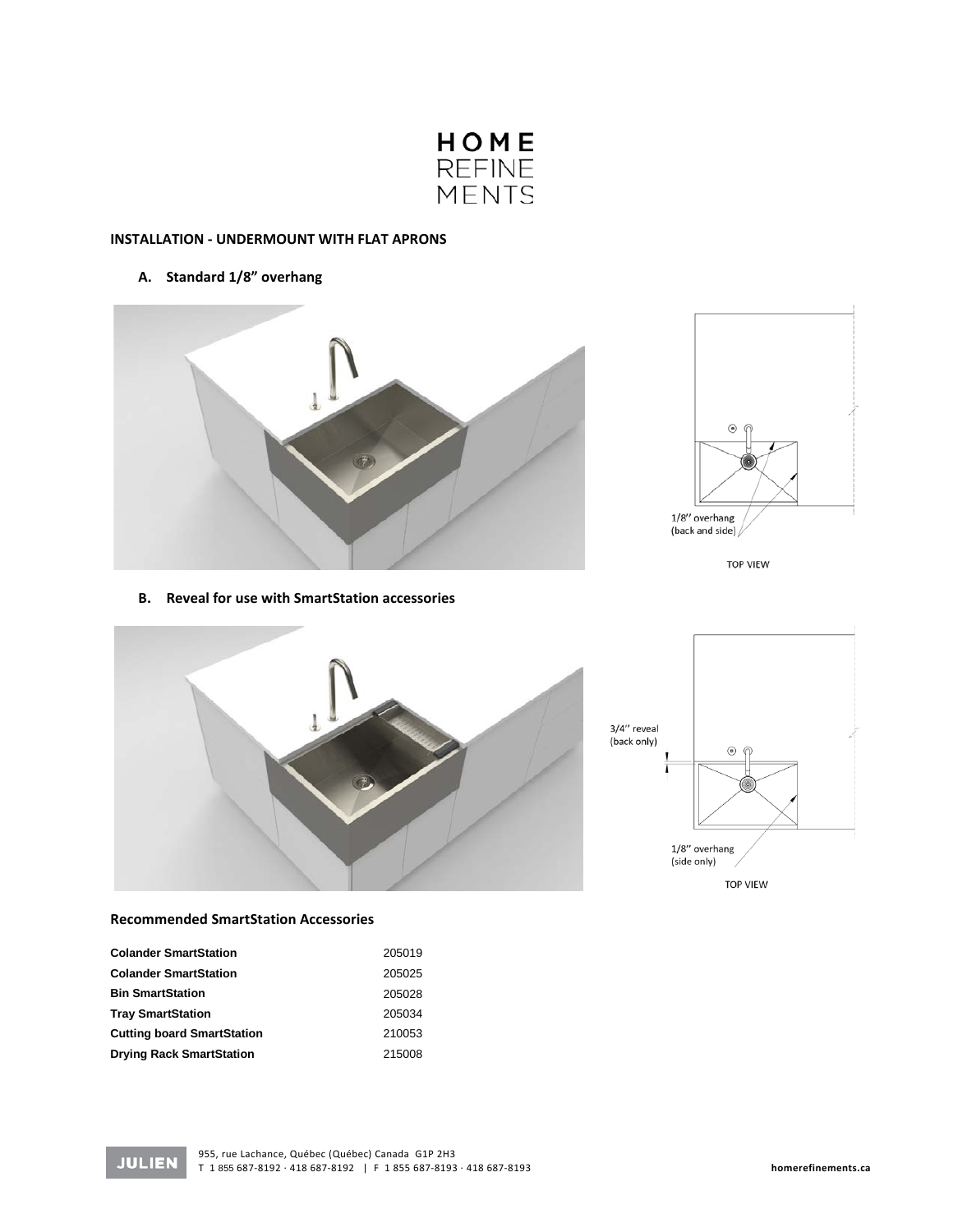HOME
REFINE
MENTS

## INSTALLATION - UNDERMOUNT WITH FLAT APRONS

### A. Standard 1/8" overhang

1/8" overhang
(back and side)

TOP VIEW

### B. Reveal for use with SmartStation accessories

3/4" reveal
(back only)

1/8" overhang
(side only)

TOP VIEW

## Recommended SmartStation Accessories

| | |
|---|---|
| **Colander SmartStation** | 205019 |
| **Colander SmartStation** | 205025 |
| **Bin SmartStation** | 205028 |
| **Tray SmartStation** | 205034 |
| **Cutting board SmartStation** | 210053 |
| **Drying Rack SmartStation** | 215008 |

JULIEN

955, rue Lachance, Québec (Québec) Canada G1P 2H3
T 1 855 687-8192 · 418 687-8192 | F 1 855 687-8193 · 418 687-8193

**homerefinements.ca**